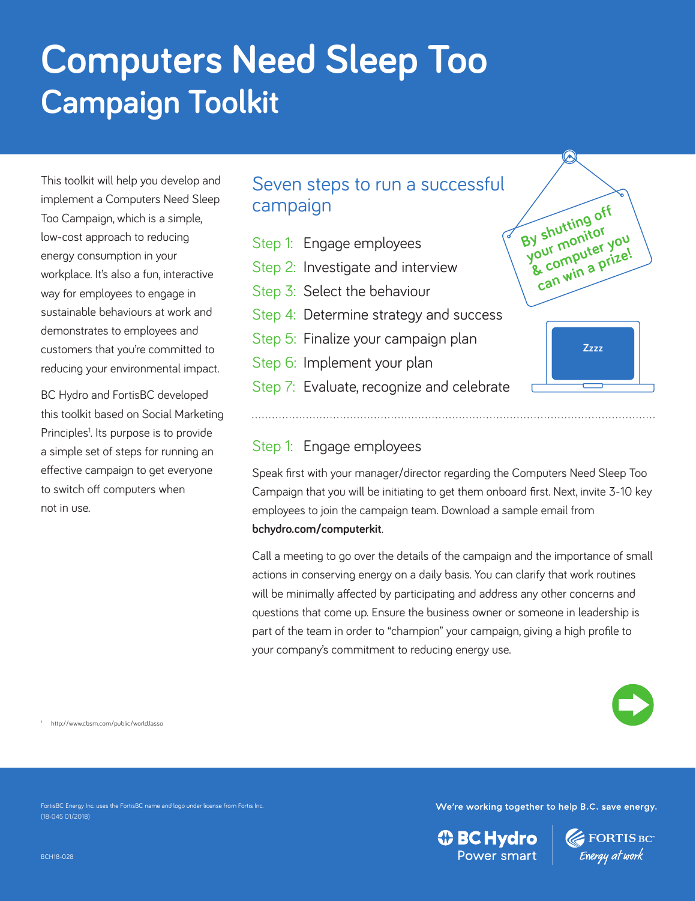# Computers Need Sleep Too
## Campaign Toolkit

This toolkit will help you develop and implement a Computers Need Sleep Too Campaign, which is a simple, low-cost approach to reducing energy consumption in your workplace. It's also a fun, interactive way for employees to engage in sustainable behaviours at work and demonstrates to employees and customers that you're committed to reducing your environmental impact.

BC Hydro and FortisBC developed this toolkit based on Social Marketing Principles[1]. Its purpose is to provide a simple set of steps for running an effective campaign to get everyone to switch off computers when not in use.

## Seven steps to run a successful campaign

Step 1: Engage employees
Step 2: Investigate and interview
Step 3: Select the behaviour
Step 4: Determine strategy and success
Step 5: Finalize your campaign plan
Step 6: Implement your plan
Step 7: Evaluate, recognize and celebrate

By shutting off your monitor & computer you can win a prize!

Zzzz

### Step 1: Engage employees

Speak first with your manager/director regarding the Computers Need Sleep Too Campaign that you will be initiating to get them onboard first. Next, invite 3-10 key employees to join the campaign team. Download a sample email from **bchydro.com/computerkit**.

Call a meeting to go over the details of the campaign and the importance of small actions in conserving energy on a daily basis. You can clarify that work routines will be minimally affected by participating and address any other concerns and questions that come up. Ensure the business owner or someone in leadership is part of the team in order to "champion" your campaign, giving a high profile to your company's commitment to reducing energy use.

[1] http://www.cbsm.com/public/world.lasso

FortisBC Energy Inc. uses the FortisBC name and logo under license from Fortis Inc.
(18-045 01/2018)

BCH18-028

We're working together to help B.C. save energy.

BC Hydro Power smart | FORTIS BC Energy at work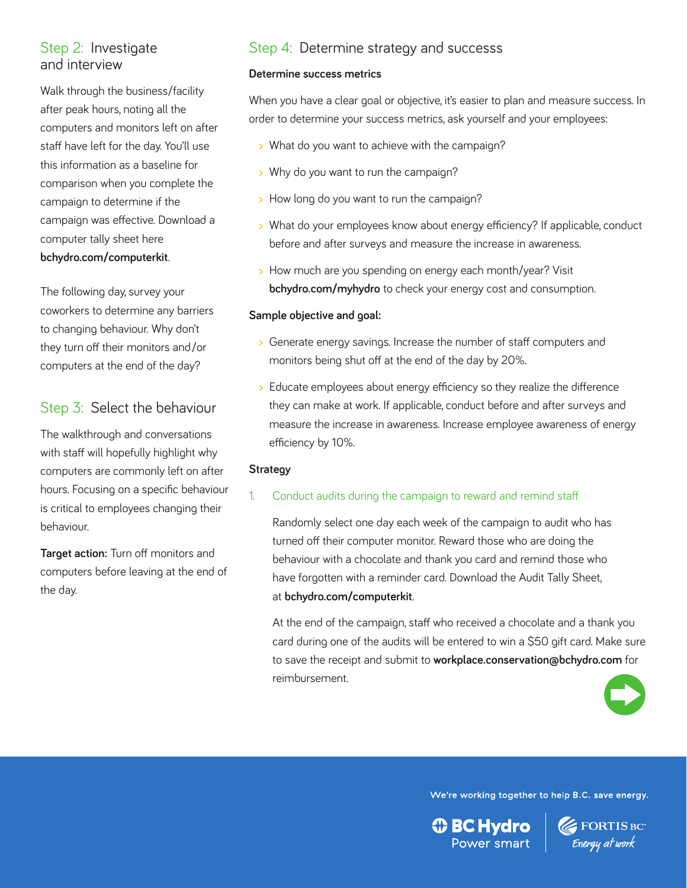## Step 2: Investigate and interview

Walk through the business/facility after peak hours, noting all the computers and monitors left on after staff have left for the day. You'll use this information as a baseline for comparison when you complete the campaign to determine if the campaign was effective. Download a computer tally sheet here **bchydro.com/computerkit**.

The following day, survey your coworkers to determine any barriers to changing behaviour. Why don't they turn off their monitors and/or computers at the end of the day?

## Step 3: Select the behaviour

The walkthrough and conversations with staff will hopefully highlight why computers are commonly left on after hours. Focusing on a specific behaviour is critical to employees changing their behaviour.

**Target action:** Turn off monitors and computers before leaving at the end of the day.

## Step 4: Determine strategy and successs

### Determine success metrics

When you have a clear goal or objective, it's easier to plan and measure success. In order to determine your success metrics, ask yourself and your employees:

- What do you want to achieve with the campaign?
- Why do you want to run the campaign?
- How long do you want to run the campaign?
- What do your employees know about energy efficiency? If applicable, conduct before and after surveys and measure the increase in awareness.
- How much are you spending on energy each month/year? Visit **bchydro.com/myhydro** to check your energy cost and consumption.

### Sample objective and goal:

- Generate energy savings. Increase the number of staff computers and monitors being shut off at the end of the day by 20%.
- Educate employees about energy efficiency so they realize the difference they can make at work. If applicable, conduct before and after surveys and measure the increase in awareness. Increase employee awareness of energy efficiency by 10%.

### Strategy

1. Conduct audits during the campaign to reward and remind staff

   Randomly select one day each week of the campaign to audit who has turned off their computer monitor. Reward those who are doing the behaviour with a chocolate and thank you card and remind those who have forgotten with a reminder card. Download the Audit Tally Sheet, at **bchydro.com/computerkit**.

   At the end of the campaign, staff who received a chocolate and a thank you card during one of the audits will be entered to win a $50 gift card. Make sure to save the receipt and submit to **workplace.conservation@bchydro.com** for reimbursement.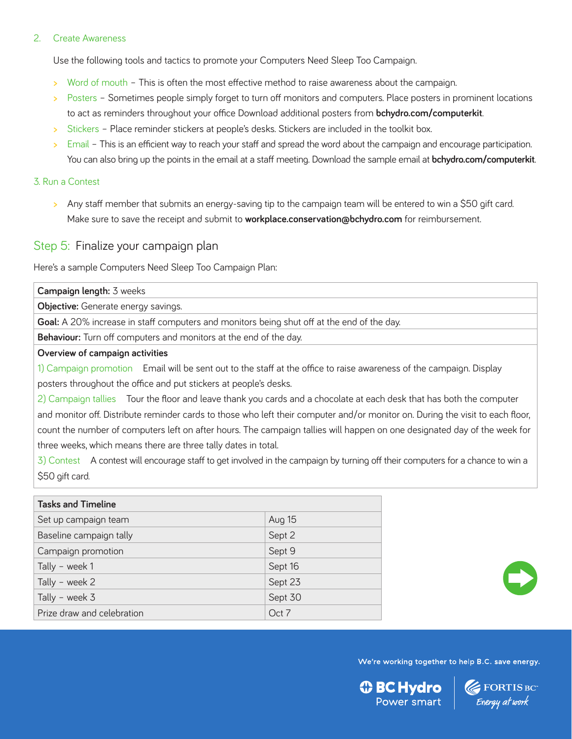### 2. Create Awareness

Use the following tools and tactics to promote your Computers Need Sleep Too Campaign.

- Word of mouth – This is often the most effective method to raise awareness about the campaign.
- Posters – Sometimes people simply forget to turn off monitors and computers. Place posters in prominent locations to act as reminders throughout your office Download additional posters from **bchydro.com/computerkit**.
- Stickers – Place reminder stickers at people's desks. Stickers are included in the toolkit box.
- Email – This is an efficient way to reach your staff and spread the word about the campaign and encourage participation. You can also bring up the points in the email at a staff meeting. Download the sample email at **bchydro.com/computerkit**.

### 3. Run a Contest

- Any staff member that submits an energy-saving tip to the campaign team will be entered to win a $50 gift card. Make sure to save the receipt and submit to **workplace.conservation@bchydro.com** for reimbursement.

## Step 5: Finalize your campaign plan

Here's a sample Computers Need Sleep Too Campaign Plan:

**Campaign length:** 3 weeks

**Objective:** Generate energy savings.

**Goal:** A 20% increase in staff computers and monitors being shut off at the end of the day.

**Behaviour:** Turn off computers and monitors at the end of the day.

**Overview of campaign activities**

1) Campaign promotion  Email will be sent out to the staff at the office to raise awareness of the campaign. Display posters throughout the office and put stickers at people's desks.

2) Campaign tallies  Tour the floor and leave thank you cards and a chocolate at each desk that has both the computer and monitor off. Distribute reminder cards to those who left their computer and/or monitor on. During the visit to each floor, count the number of computers left on after hours. The campaign tallies will happen on one designated day of the week for three weeks, which means there are three tally dates in total.

3) Contest  A contest will encourage staff to get involved in the campaign by turning off their computers for a chance to win a $50 gift card.

| Tasks and Timeline | |
|---|---|
| Set up campaign team | Aug 15 |
| Baseline campaign tally | Sept 2 |
| Campaign promotion | Sept 9 |
| Tally – week 1 | Sept 16 |
| Tally – week 2 | Sept 23 |
| Tally – week 3 | Sept 30 |
| Prize draw and celebration | Oct 7 |

We're working together to help B.C. save energy.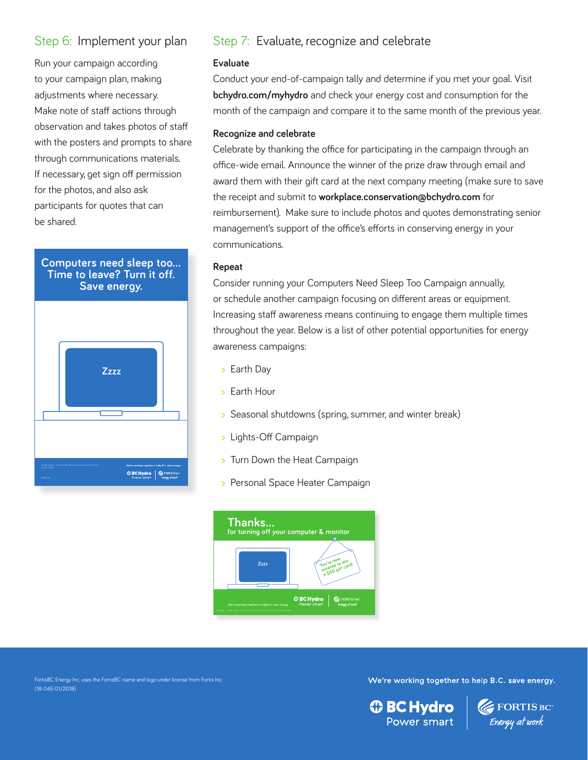## Step 6: Implement your plan

Run your campaign according to your campaign plan, making adjustments where necessary. Make note of staff actions through observation and takes photos of staff with the posters and prompts to share through communications materials. If necessary, get sign off permission for the photos, and also ask participants for quotes that can be shared.

Computers need sleep too...
Time to leave? Turn it off.
Save energy.

Zzzz

## Step 7: Evaluate, recognize and celebrate

### Evaluate

Conduct your end-of-campaign tally and determine if you met your goal. Visit **bchydro.com/myhydro** and check your energy cost and consumption for the month of the campaign and compare it to the same month of the previous year.

### Recognize and celebrate

Celebrate by thanking the office for participating in the campaign through an office-wide email. Announce the winner of the prize draw through email and award them with their gift card at the next company meeting (make sure to save the receipt and submit to **workplace.conservation@bchydro.com** for reimbursement). Make sure to include photos and quotes demonstrating senior management's support of the office's efforts in conserving energy in your communications.

### Repeat

Consider running your Computers Need Sleep Too Campaign annually, or schedule another campaign focusing on different areas or equipment. Increasing staff awareness means continuing to engage them multiple times throughout the year. Below is a list of other potential opportunities for energy awareness campaigns:

- Earth Day
- Earth Hour
- Seasonal shutdowns (spring, summer, and winter break)
- Lights-Off Campaign
- Turn Down the Heat Campaign
- Personal Space Heater Campaign

Thanks...
for turning off your computer & monitor

Zzzz

You're now entered to win a $50 gift card!

FortisBC Energy Inc. uses the FortisBC name and logo under license from Fortis Inc.
(18-045 01/2018)

We're working together to help B.C. save energy.

BC Hydro Power smart | FORTIS BC Energy at work